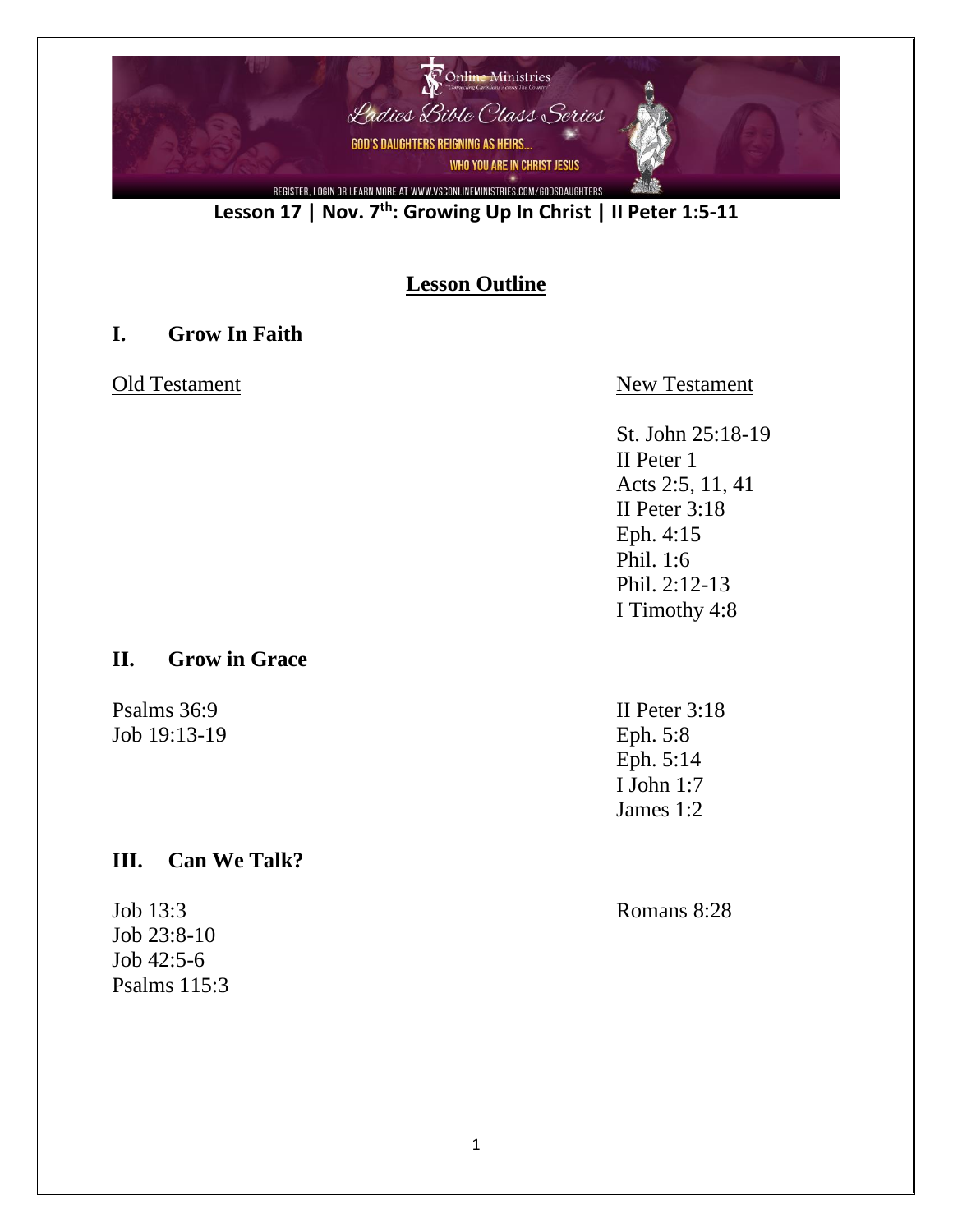Online Ministries

Ladies Bible Class Series

GOD'S DAUGHTERS REIGNING AS HEIRS... WHO YOU ARE IN CHRIST JESUS

REGISTER, LOGIN OR LEARN MORE AT WWW.VSCONLINEMINISTRIES.COM/GODSDAUGHTERS

**Lesson 17 | Nov. 7th: Growing Up In Christ | II Peter 1:5-11**

## Lesson Outline

### I. Grow In Faith

Old Testament

New Testament

St. John 25:18-19
II Peter 1
Acts 2:5, 11, 41
II Peter 3:18
Eph. 4:15
Phil. 1:6
Phil. 2:12-13
I Timothy 4:8

### II. Grow in Grace

Psalms 36:9
Job 19:13-19

II Peter 3:18
Eph. 5:8
Eph. 5:14
I John 1:7
James 1:2

### III. Can We Talk?

Job 13:3
Job 23:8-10
Job 42:5-6
Psalms 115:3

Romans 8:28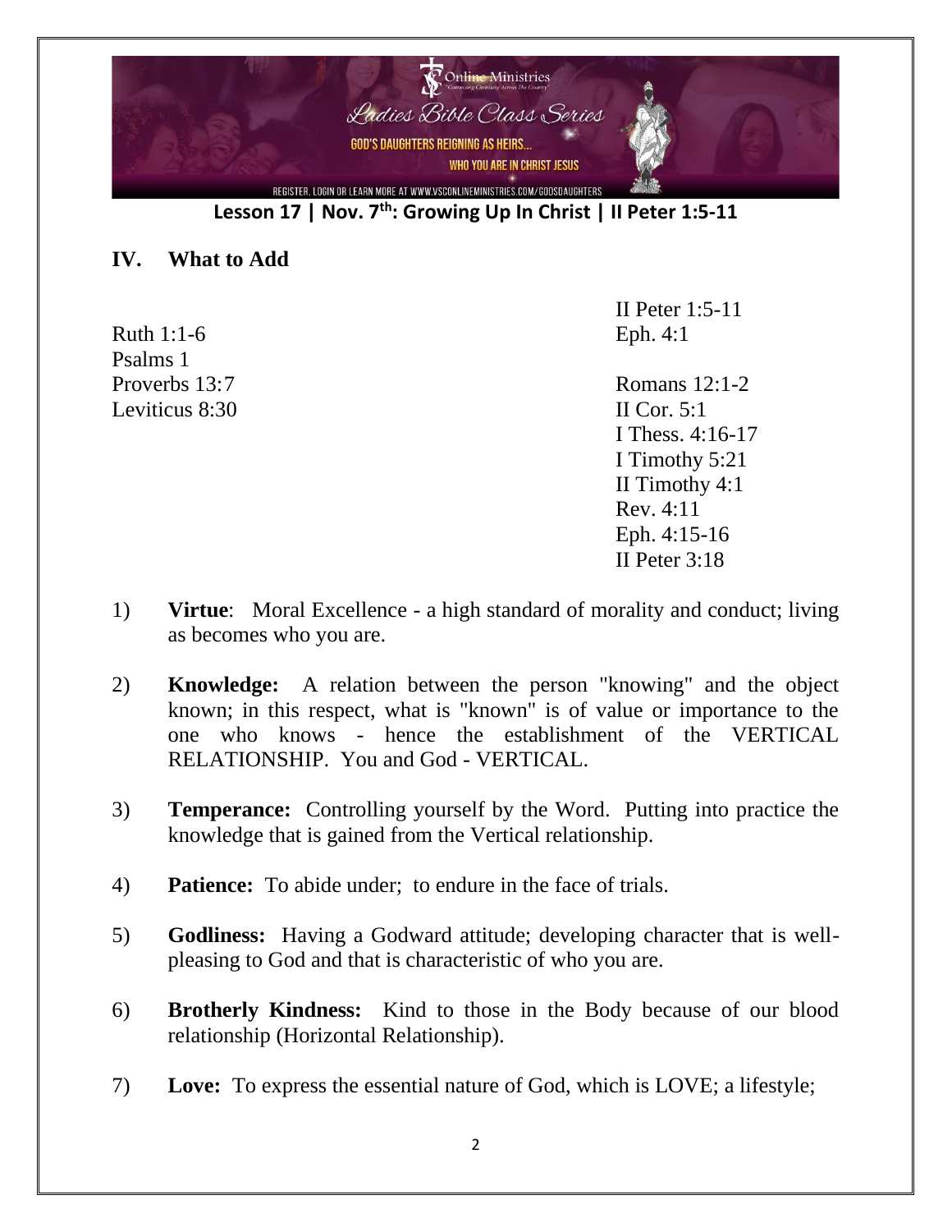**Lesson 17 | Nov. 7th: Growing Up In Christ | II Peter 1:5-11**

## IV. What to Add

Ruth 1:1-6
Psalms 1
Proverbs 13:7
Leviticus 8:30

II Peter 1:5-11
Eph. 4:1

Romans 12:1-2
II Cor. 5:1
I Thess. 4:16-17
I Timothy 5:21
II Timothy 4:1
Rev. 4:11
Eph. 4:15-16
II Peter 3:18

1) **Virtue**: Moral Excellence - a high standard of morality and conduct; living as becomes who you are.

2) **Knowledge:** A relation between the person "knowing" and the object known; in this respect, what is "known" is of value or importance to the one who knows - hence the establishment of the VERTICAL RELATIONSHIP. You and God - VERTICAL.

3) **Temperance:** Controlling yourself by the Word. Putting into practice the knowledge that is gained from the Vertical relationship.

4) **Patience:** To abide under; to endure in the face of trials.

5) **Godliness:** Having a Godward attitude; developing character that is well-pleasing to God and that is characteristic of who you are.

6) **Brotherly Kindness:** Kind to those in the Body because of our blood relationship (Horizontal Relationship).

7) **Love:** To express the essential nature of God, which is LOVE; a lifestyle;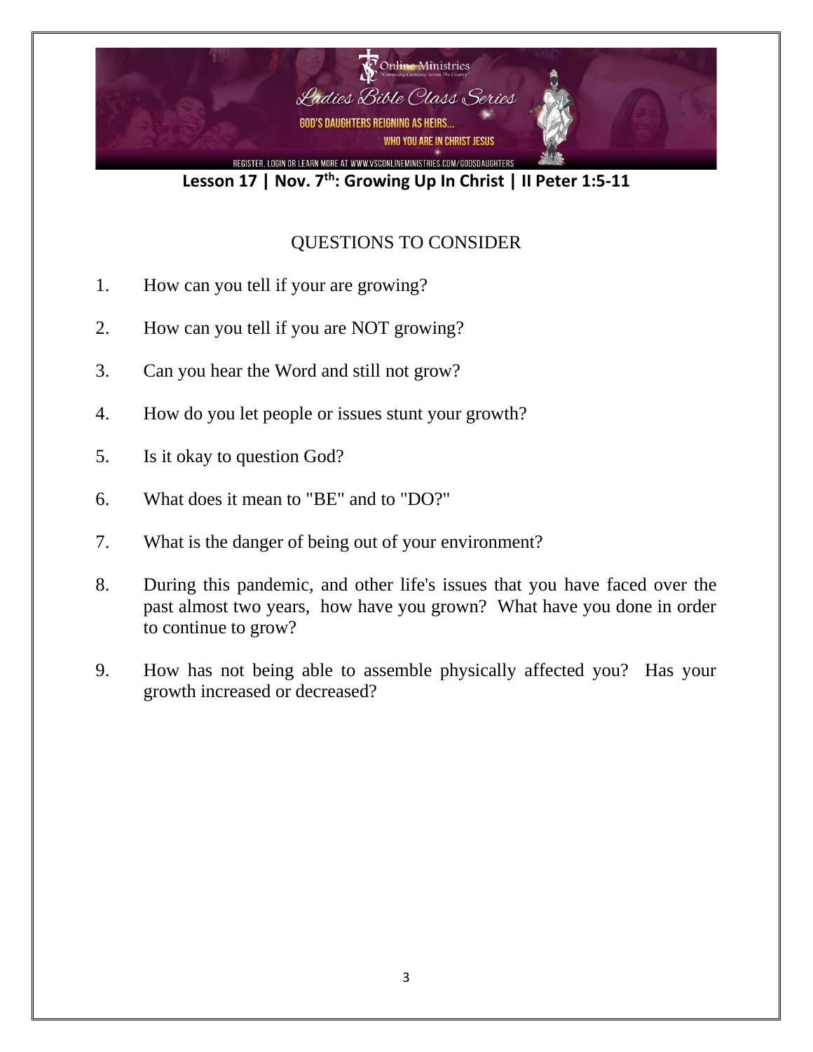**Lesson 17 | Nov. 7th: Growing Up In Christ | II Peter 1:5-11**

## QUESTIONS TO CONSIDER

1. How can you tell if your are growing?

2. How can you tell if you are NOT growing?

3. Can you hear the Word and still not grow?

4. How do you let people or issues stunt your growth?

5. Is it okay to question God?

6. What does it mean to "BE" and to "DO?"

7. What is the danger of being out of your environment?

8. During this pandemic, and other life's issues that you have faced over the past almost two years, how have you grown? What have you done in order to continue to grow?

9. How has not being able to assemble physically affected you? Has your growth increased or decreased?